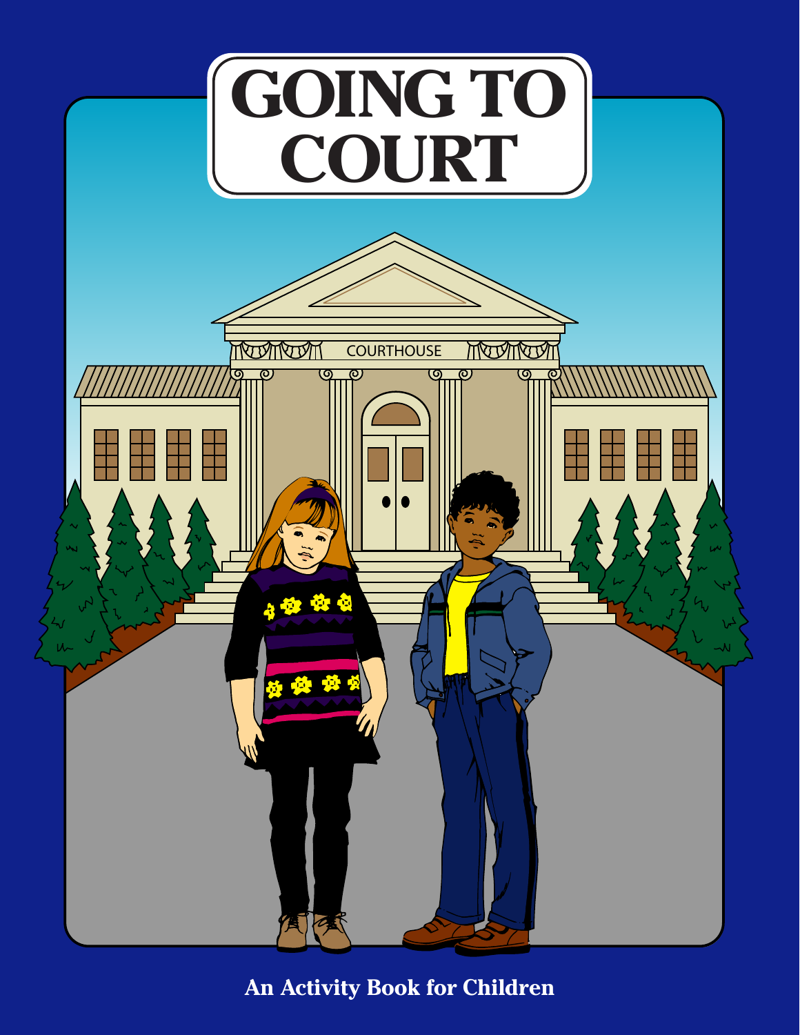# GOING TO COURT

An Activity Book for Children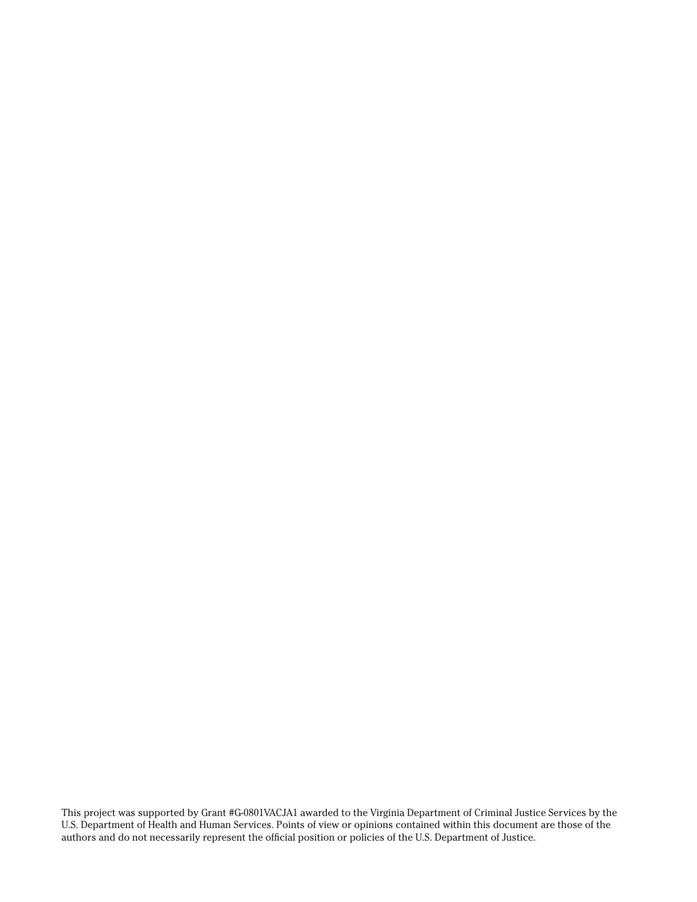This project was supported by Grant #G-0801VACJA1 awarded to the Virginia Department of Criminal Justice Services by the U.S. Department of Health and Human Services. Points of view or opinions contained within this document are those of the authors and do not necessarily represent the official position or policies of the U.S. Department of Justice.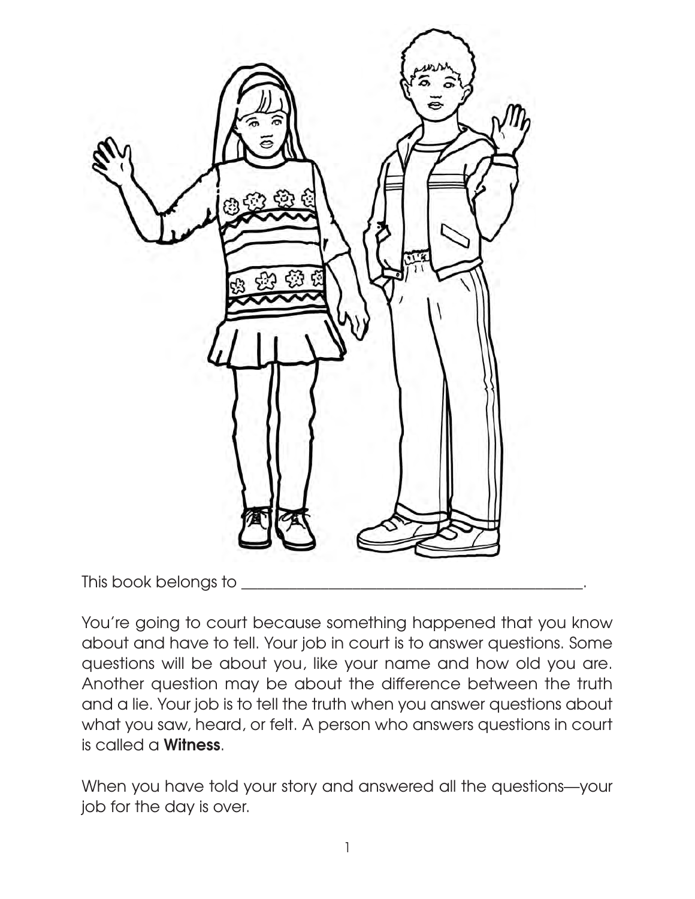This book belongs to \_\_\_\_\_\_\_\_\_\_\_\_\_\_\_\_\_\_\_\_\_\_\_\_\_\_\_\_\_\_\_\_\_\_\_\_\_\_\_\_\_\_\_\_.

You're going to court because something happened that you know about and have to tell. Your job in court is to answer questions. Some questions will be about you, like your name and how old you are. Another question may be about the difference between the truth and a lie. Your job is to tell the truth when you answer questions about what you saw, heard, or felt. A person who answers questions in court is called a **Witness**.

When you have told your story and answered all the questions—your job for the day is over.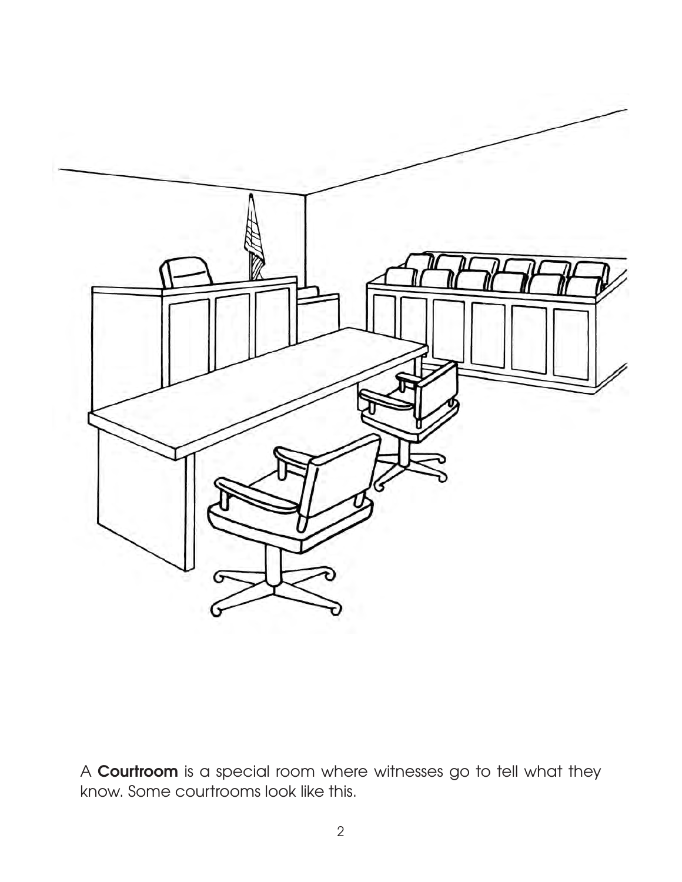A **Courtroom** is a special room where witnesses go to tell what they know. Some courtrooms look like this.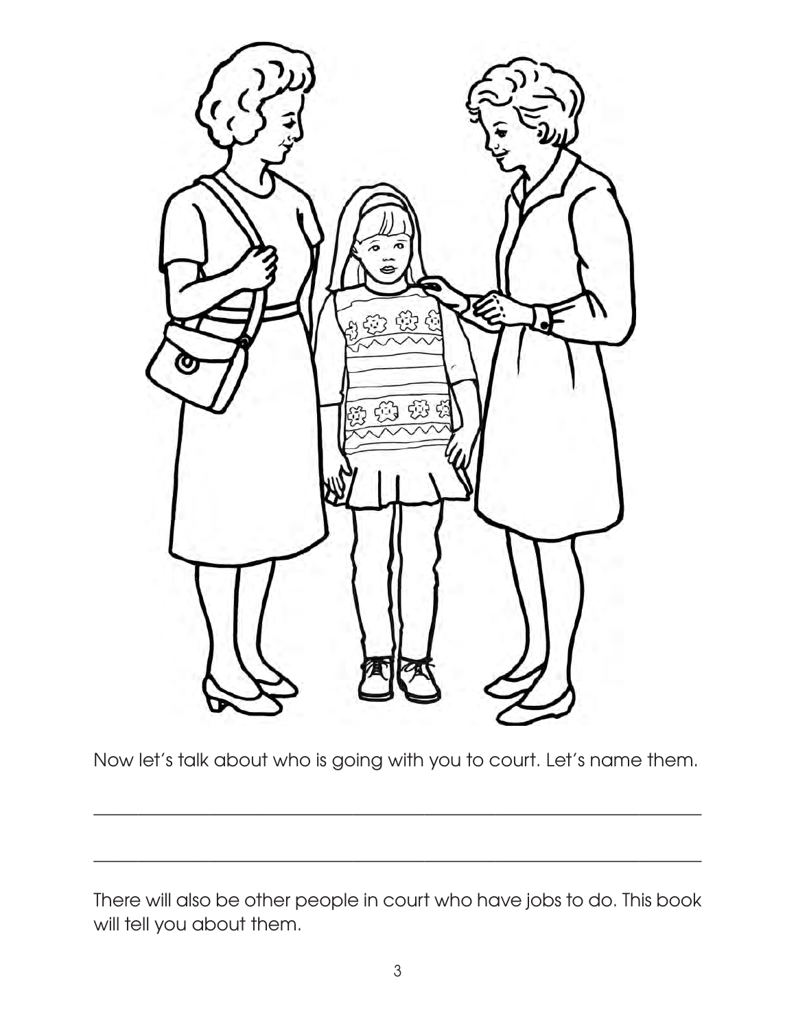Now let's talk about who is going with you to court. Let's name them.

\_\_\_\_\_\_\_\_\_\_\_\_\_\_\_\_\_\_\_\_\_\_\_\_\_\_\_\_\_\_\_\_\_\_\_\_\_\_\_\_\_\_\_\_\_\_\_\_\_\_\_\_\_\_\_\_\_\_\_\_

\_\_\_\_\_\_\_\_\_\_\_\_\_\_\_\_\_\_\_\_\_\_\_\_\_\_\_\_\_\_\_\_\_\_\_\_\_\_\_\_\_\_\_\_\_\_\_\_\_\_\_\_\_\_\_\_\_\_\_\_

There will also be other people in court who have jobs to do. This book will tell you about them.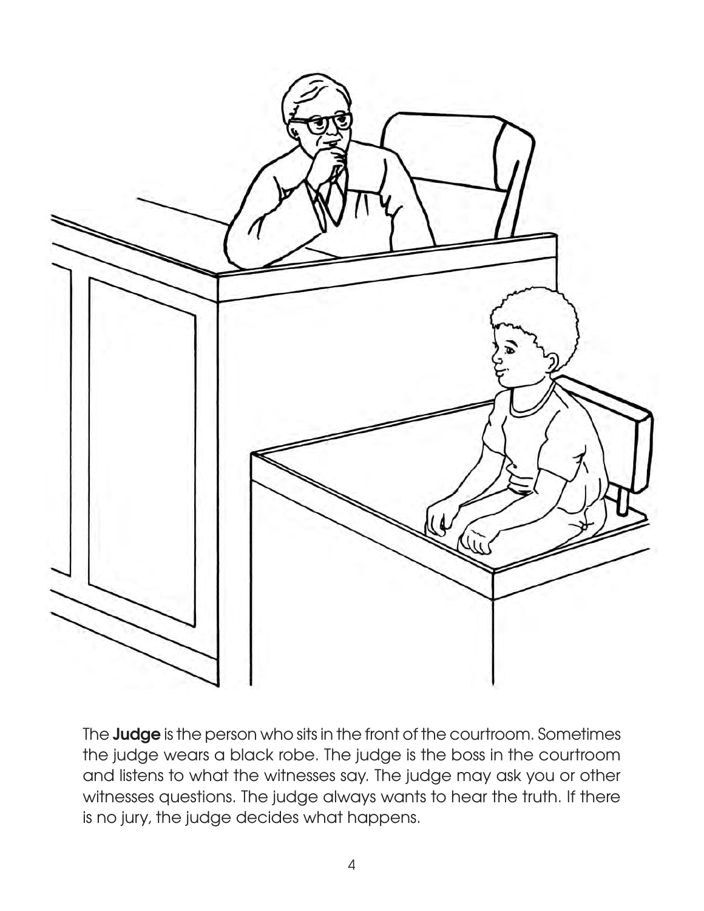The **Judge** is the person who sits in the front of the courtroom. Sometimes the judge wears a black robe. The judge is the boss in the courtroom and listens to what the witnesses say. The judge may ask you or other witnesses questions. The judge always wants to hear the truth. If there is no jury, the judge decides what happens.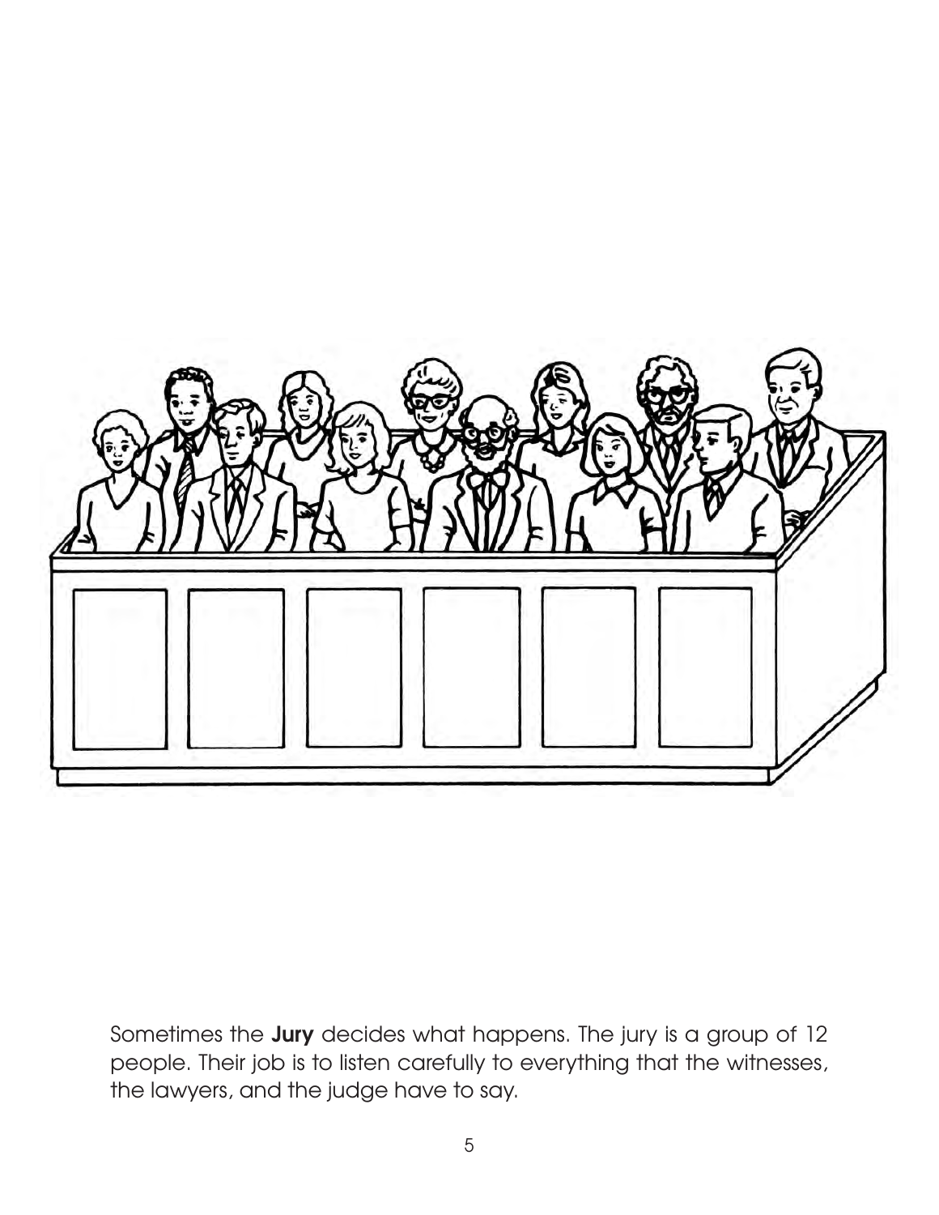Sometimes the **Jury** decides what happens. The jury is a group of 12 people. Their job is to listen carefully to everything that the witnesses, the lawyers, and the judge have to say.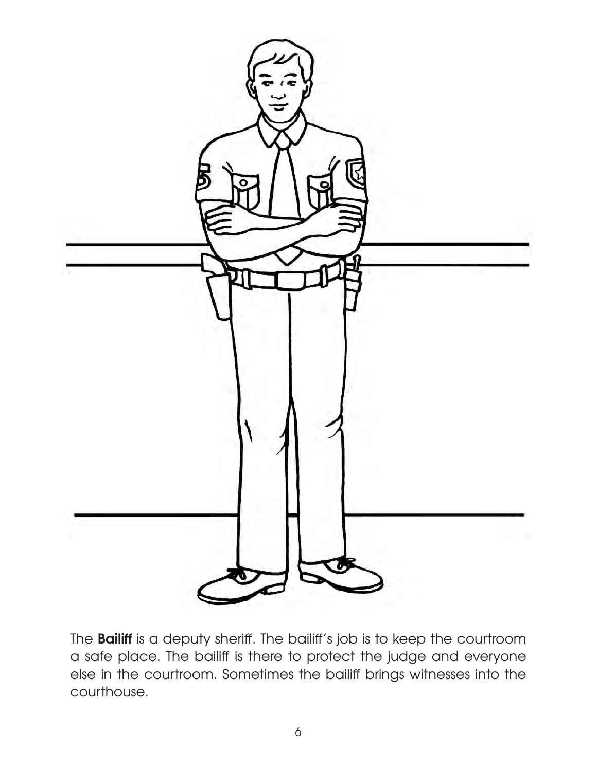The **Bailiff** is a deputy sheriff. The bailiff's job is to keep the courtroom a safe place. The bailiff is there to protect the judge and everyone else in the courtroom. Sometimes the bailiff brings witnesses into the courthouse.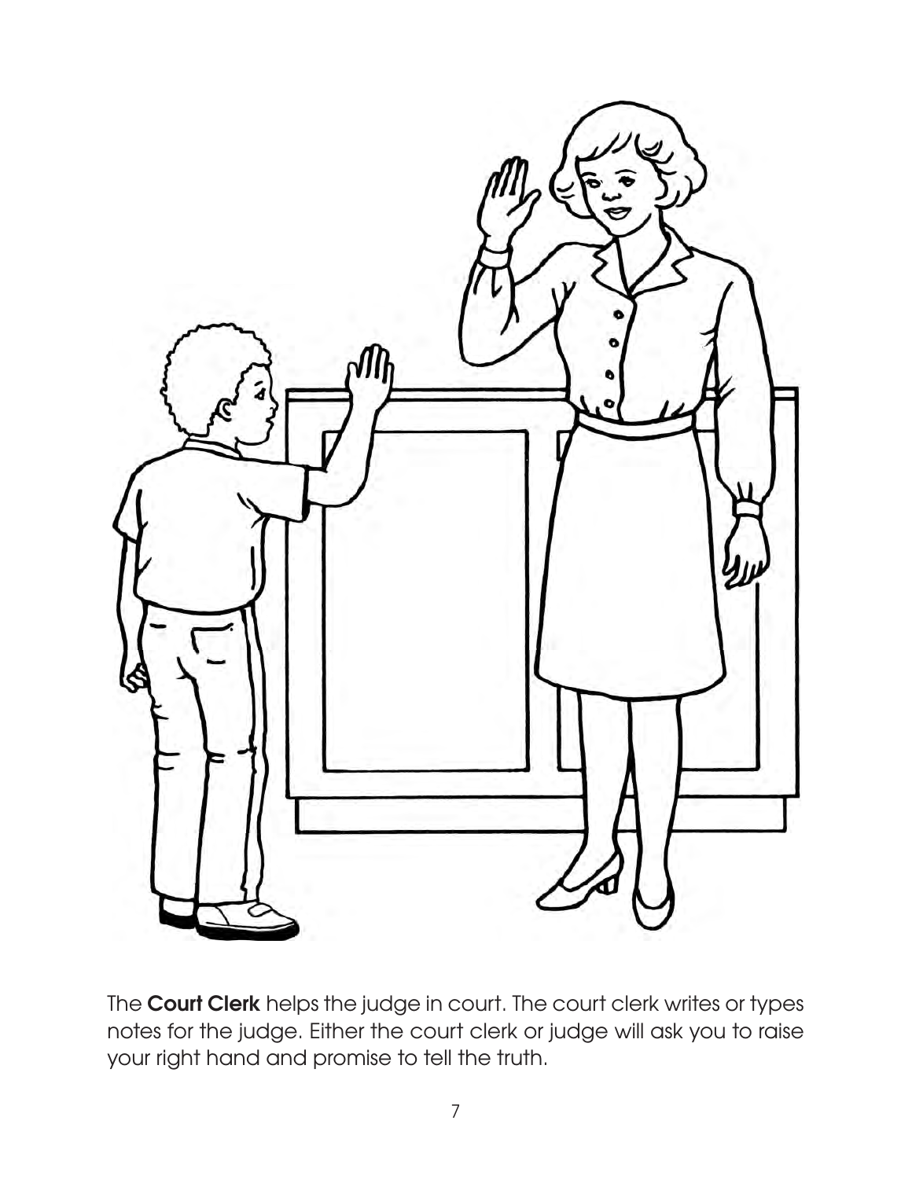The **Court Clerk** helps the judge in court. The court clerk writes or types notes for the judge. Either the court clerk or judge will ask you to raise your right hand and promise to tell the truth.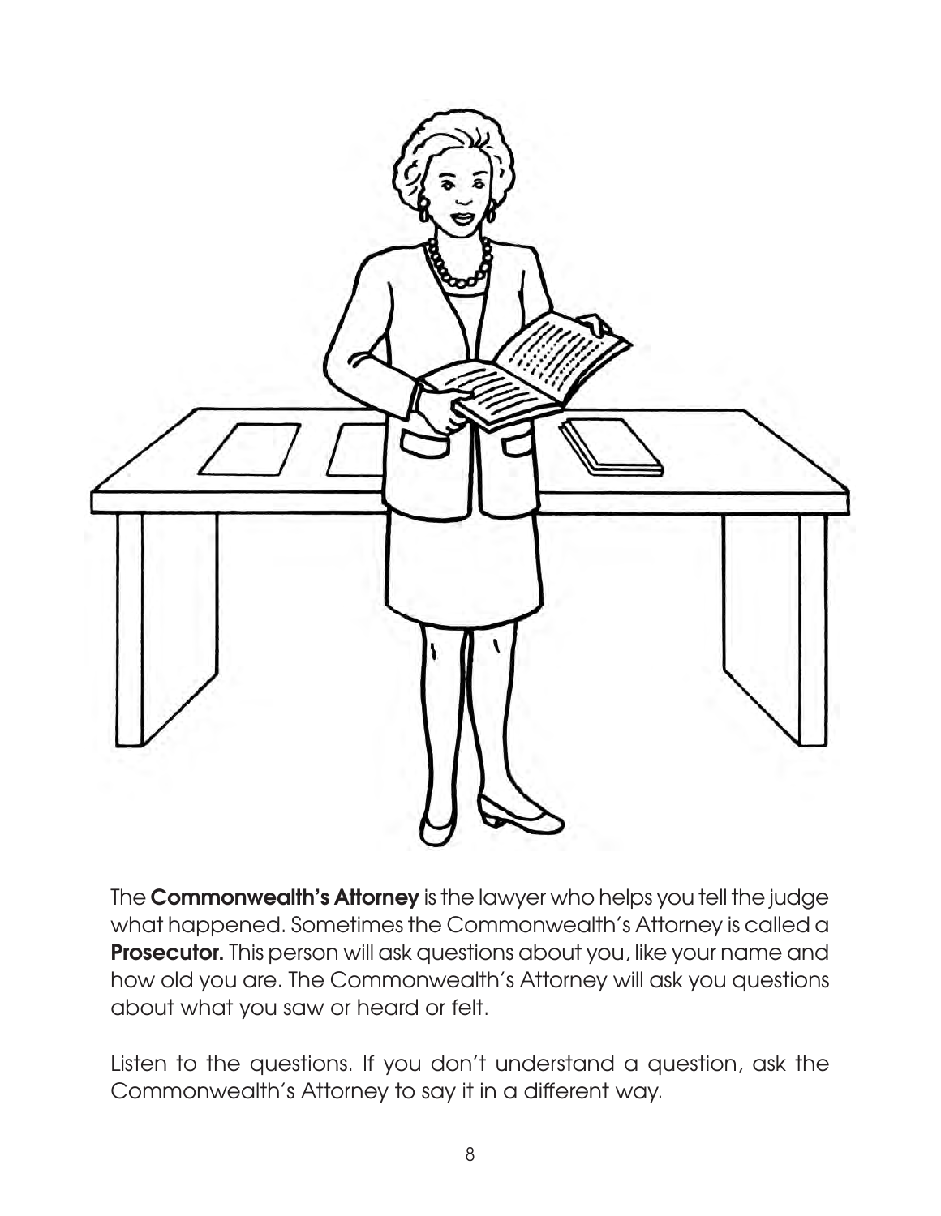The **Commonwealth's Attorney** is the lawyer who helps you tell the judge what happened. Sometimes the Commonwealth's Attorney is called a **Prosecutor.** This person will ask questions about you, like your name and how old you are. The Commonwealth's Attorney will ask you questions about what you saw or heard or felt.

Listen to the questions. If you don't understand a question, ask the Commonwealth's Attorney to say it in a different way.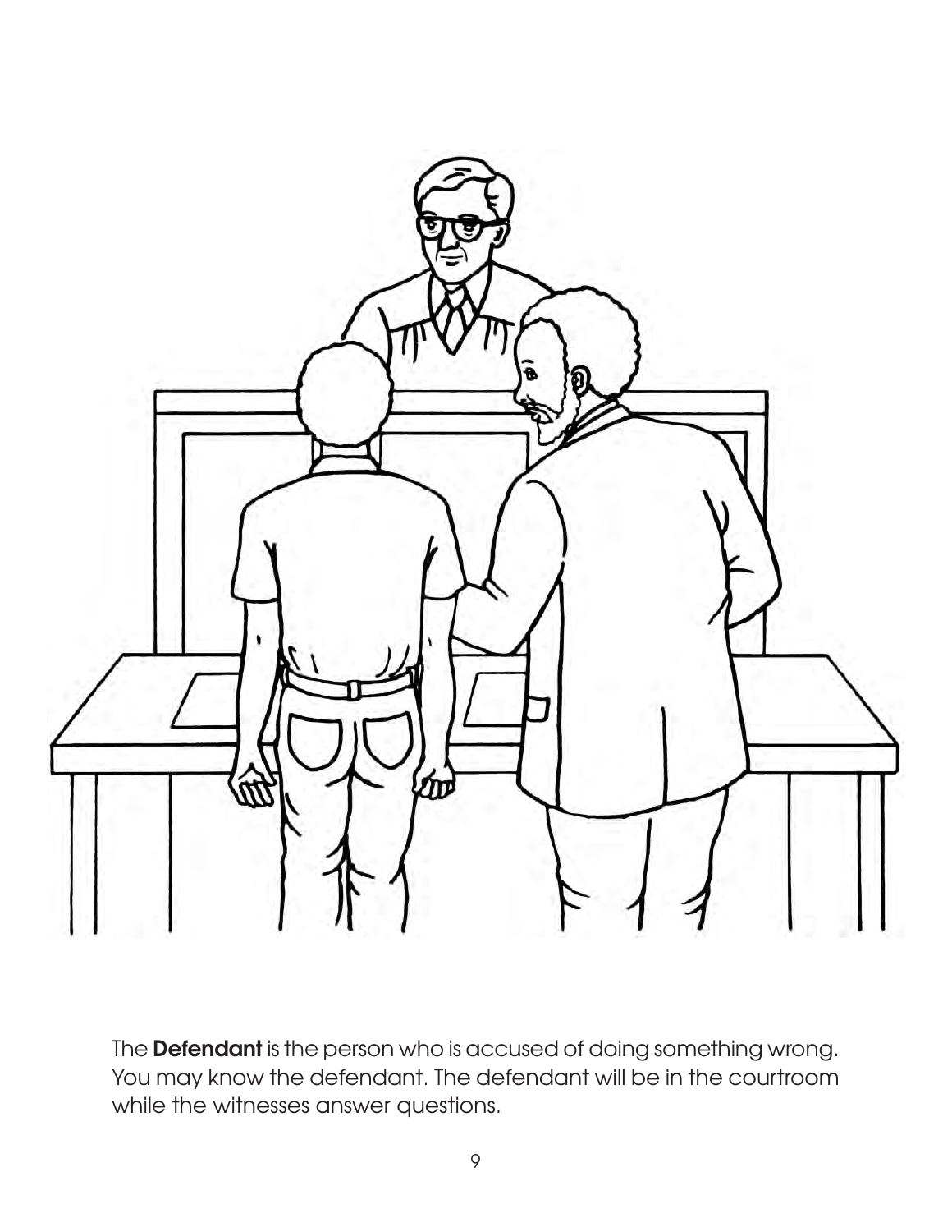The **Defendant** is the person who is accused of doing something wrong. You may know the defendant. The defendant will be in the courtroom while the witnesses answer questions.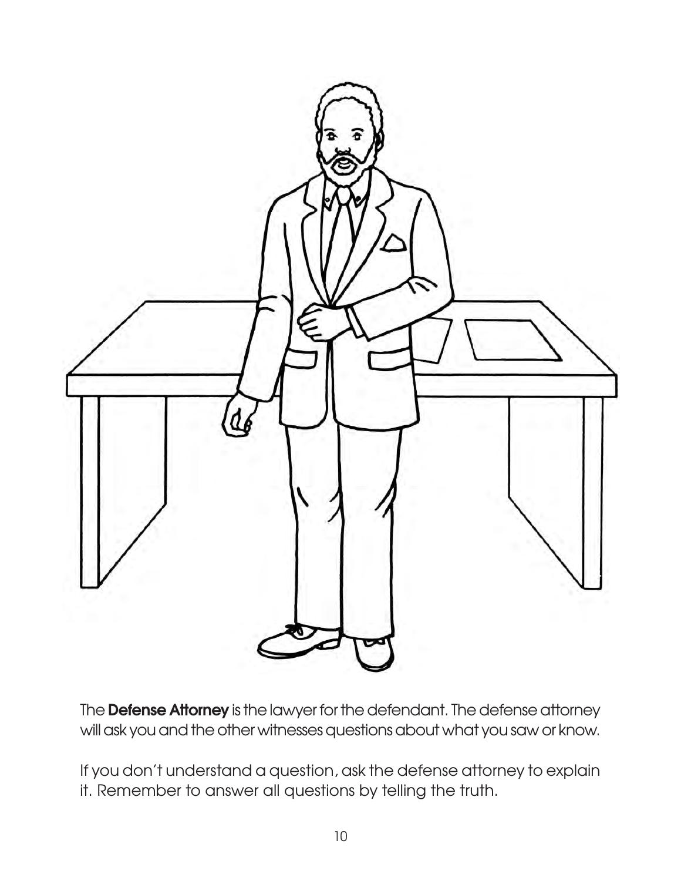The **Defense Attorney** is the lawyer for the defendant. The defense attorney will ask you and the other witnesses questions about what you saw or know.

If you don't understand a question, ask the defense attorney to explain it. Remember to answer all questions by telling the truth.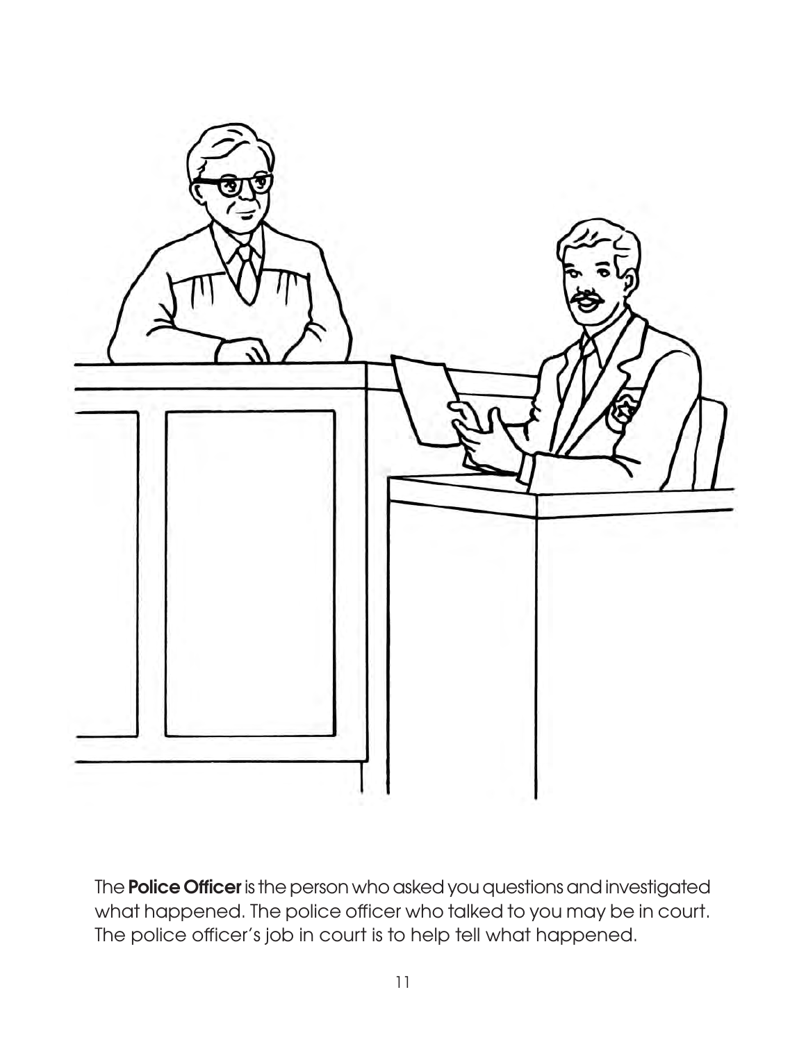The **Police Officer** is the person who asked you questions and investigated what happened. The police officer who talked to you may be in court. The police officer's job in court is to help tell what happened.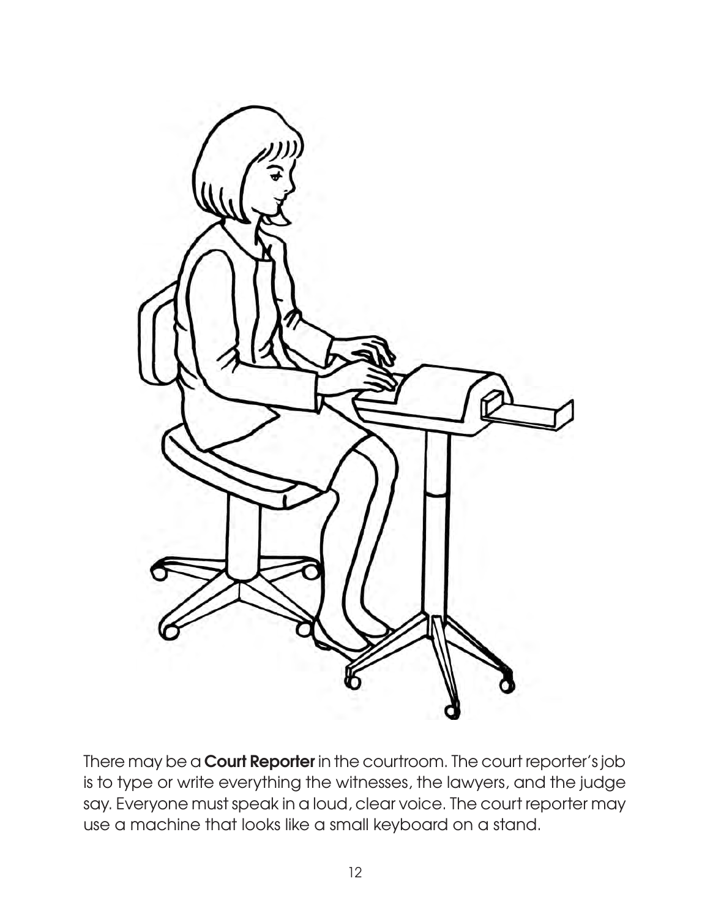There may be a **Court Reporter** in the courtroom. The court reporter's job is to type or write everything the witnesses, the lawyers, and the judge say. Everyone must speak in a loud, clear voice. The court reporter may use a machine that looks like a small keyboard on a stand.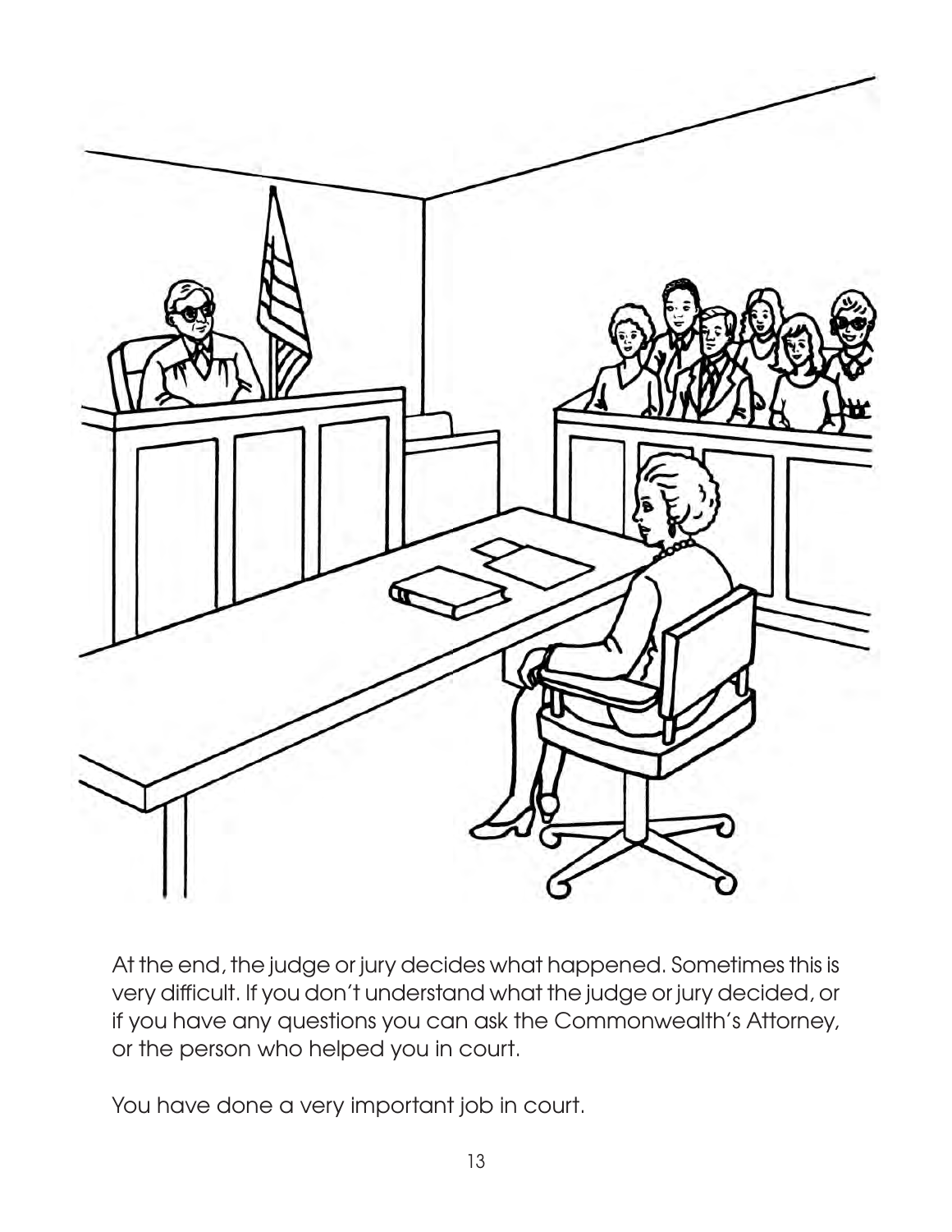At the end, the judge or jury decides what happened. Sometimes this is very difficult. If you don't understand what the judge or jury decided, or if you have any questions you can ask the Commonwealth's Attorney, or the person who helped you in court.

You have done a very important job in court.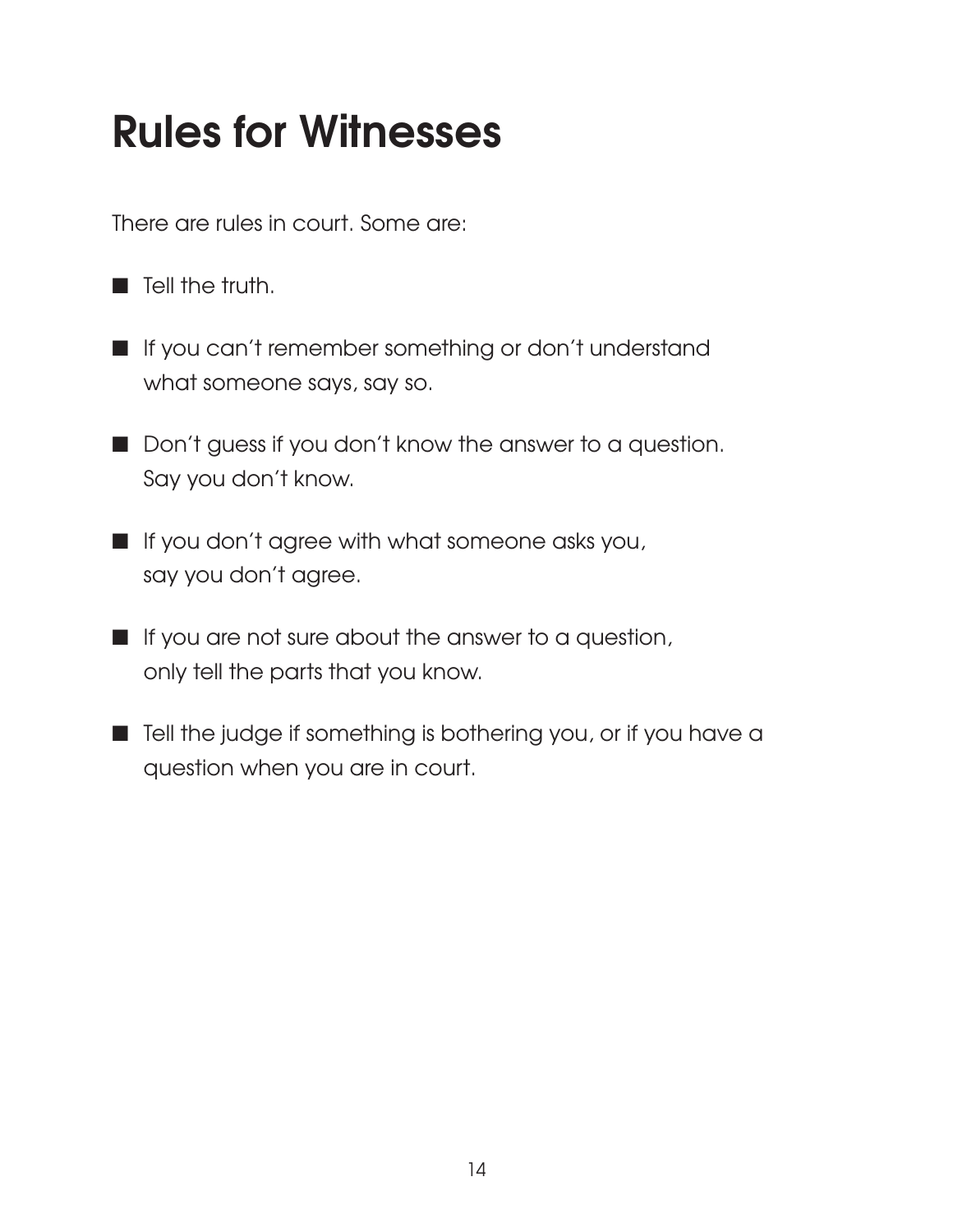# Rules for Witnesses

There are rules in court. Some are:

- Tell the truth.
- If you can't remember something or don't understand what someone says, say so.
- Don't guess if you don't know the answer to a question. Say you don't know.
- If you don't agree with what someone asks you, say you don't agree.
- If you are not sure about the answer to a question, only tell the parts that you know.
- Tell the judge if something is bothering you, or if you have a question when you are in court.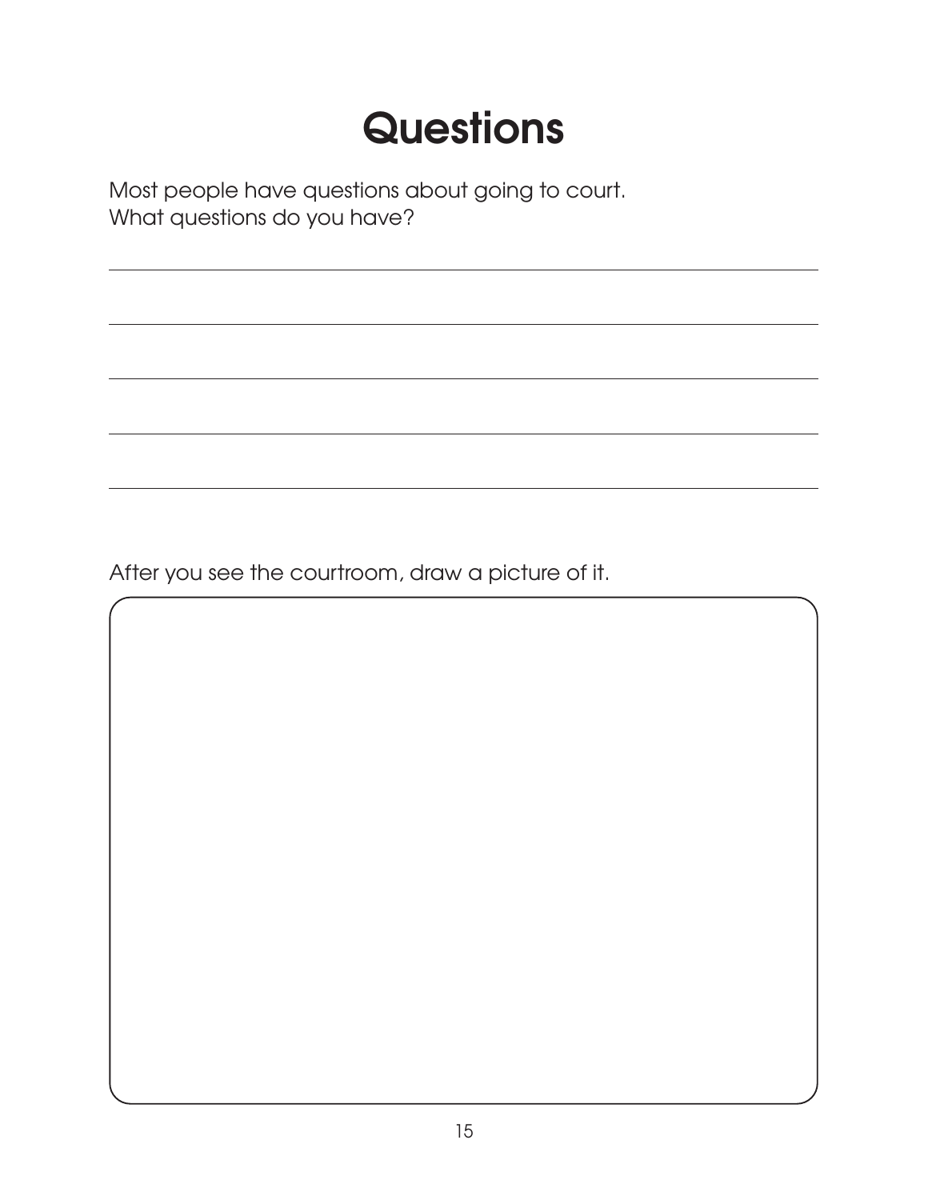# Questions

Most people have questions about going to court.
What questions do you have?

After you see the courtroom, draw a picture of it.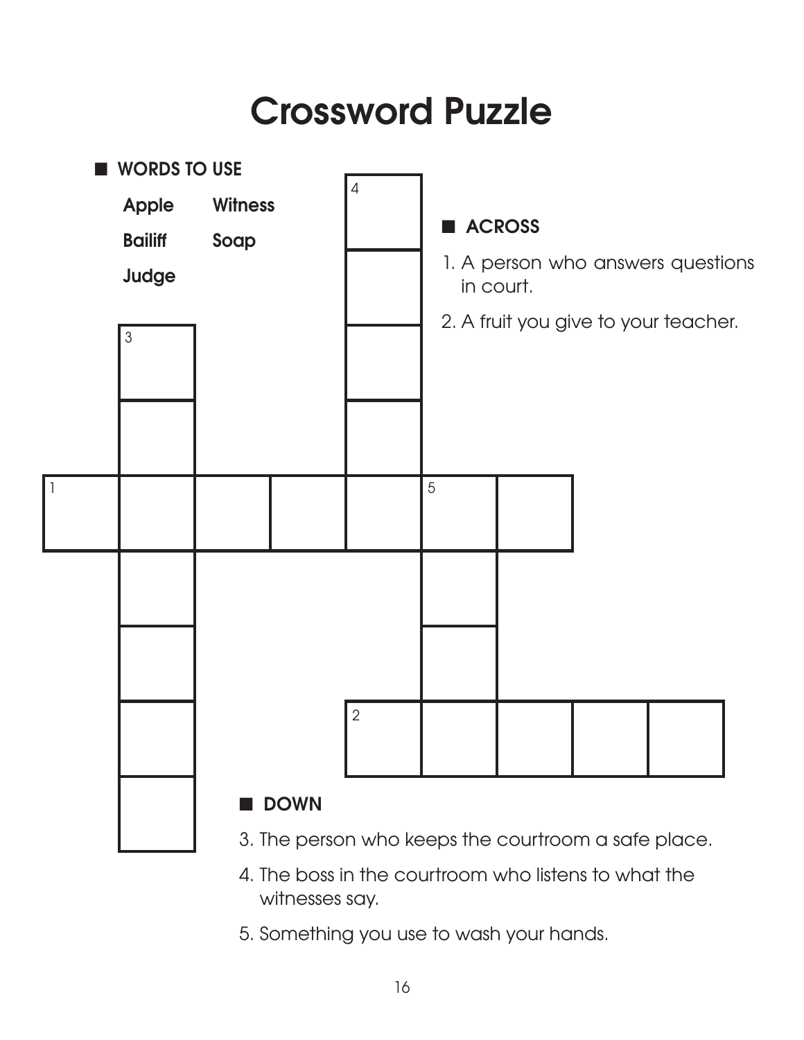# Crossword Puzzle

■ **WORDS TO USE**

**Apple** **Witness**

**Bailiff** **Soap**

**Judge**

■ **ACROSS**

1. A person who answers questions in court.
2. A fruit you give to your teacher.

■ **DOWN**

3. The person who keeps the courtroom a safe place.
4. The boss in the courtroom who listens to what the witnesses say.
5. Something you use to wash your hands.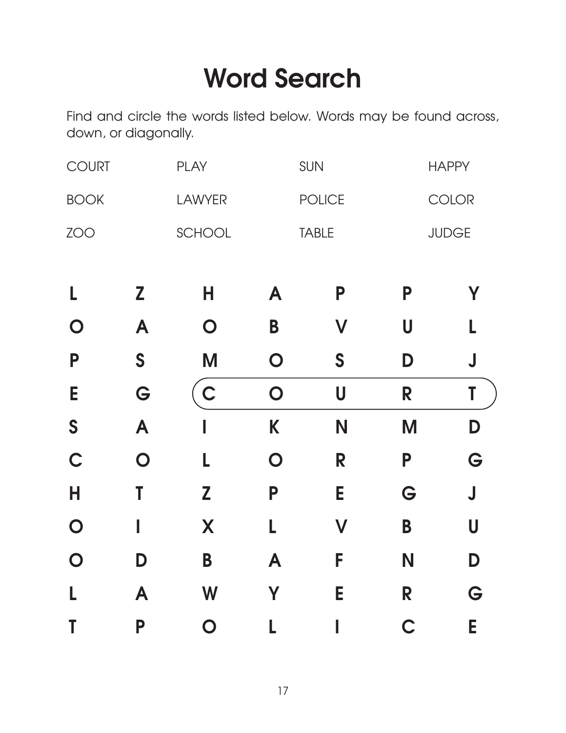# Word Search

Find and circle the words listed below. Words may be found across, down, or diagonally.

| | | | |
|---|---|---|---|
| COURT | PLAY | SUN | HAPPY |
| BOOK | LAWYER | POLICE | COLOR |
| ZOO | SCHOOL | TABLE | JUDGE |

| | | | | | | |
|---|---|---|---|---|---|---|
| L | Z | H | A | P | P | Y |
| O | A | O | B | V | U | L |
| P | S | M | O | S | D | J |
| E | G | C | O | U | R | T |
| S | A | I | K | N | M | D |
| C | O | L | O | R | P | G |
| H | T | Z | P | E | G | J |
| O | I | X | L | V | B | U |
| O | D | B | A | F | N | D |
| L | A | W | Y | E | R | G |
| T | P | O | L | I | C | E |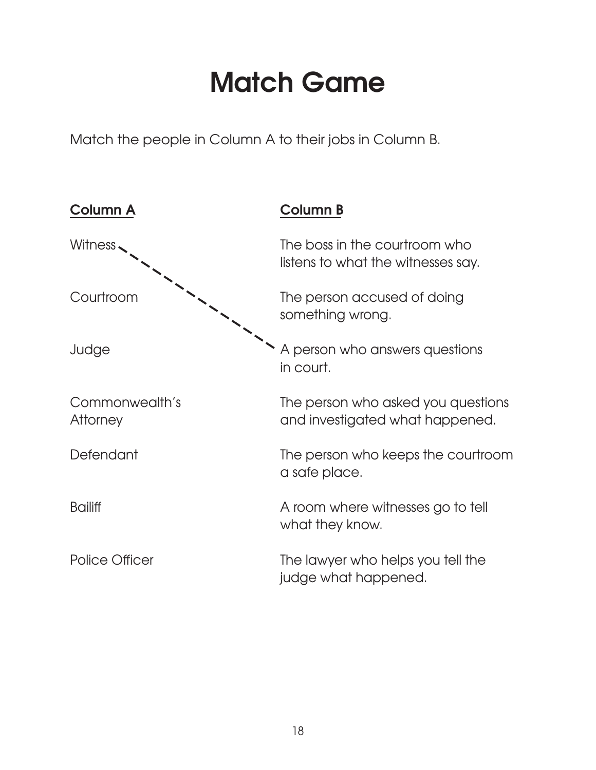# Match Game

Match the people in Column A to their jobs in Column B.

| Column A | Column B |
| --- | --- |
| Witness | The boss in the courtroom who listens to what the witnesses say. |
| Courtroom | The person accused of doing something wrong. |
| Judge | A person who answers questions in court. |
| Commonwealth's Attorney | The person who asked you questions and investigated what happened. |
| Defendant | The person who keeps the courtroom a safe place. |
| Bailiff | A room where witnesses go to tell what they know. |
| Police Officer | The lawyer who helps you tell the judge what happened. |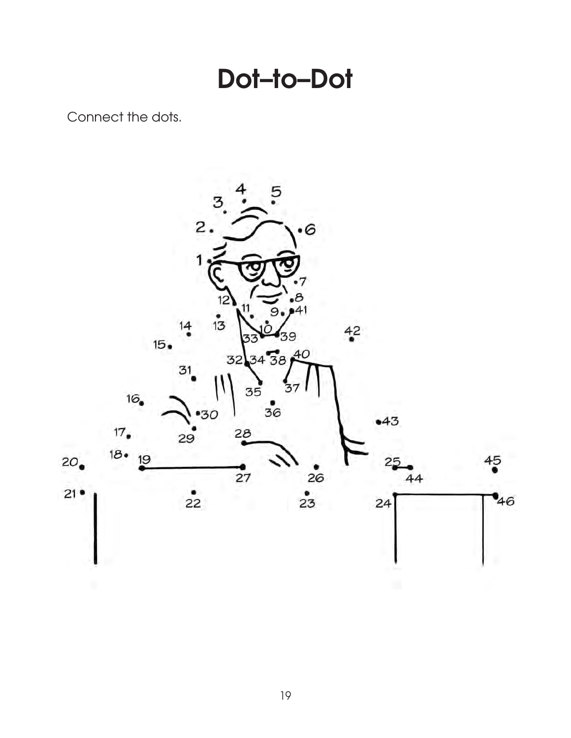# Dot–to–Dot

Connect the dots.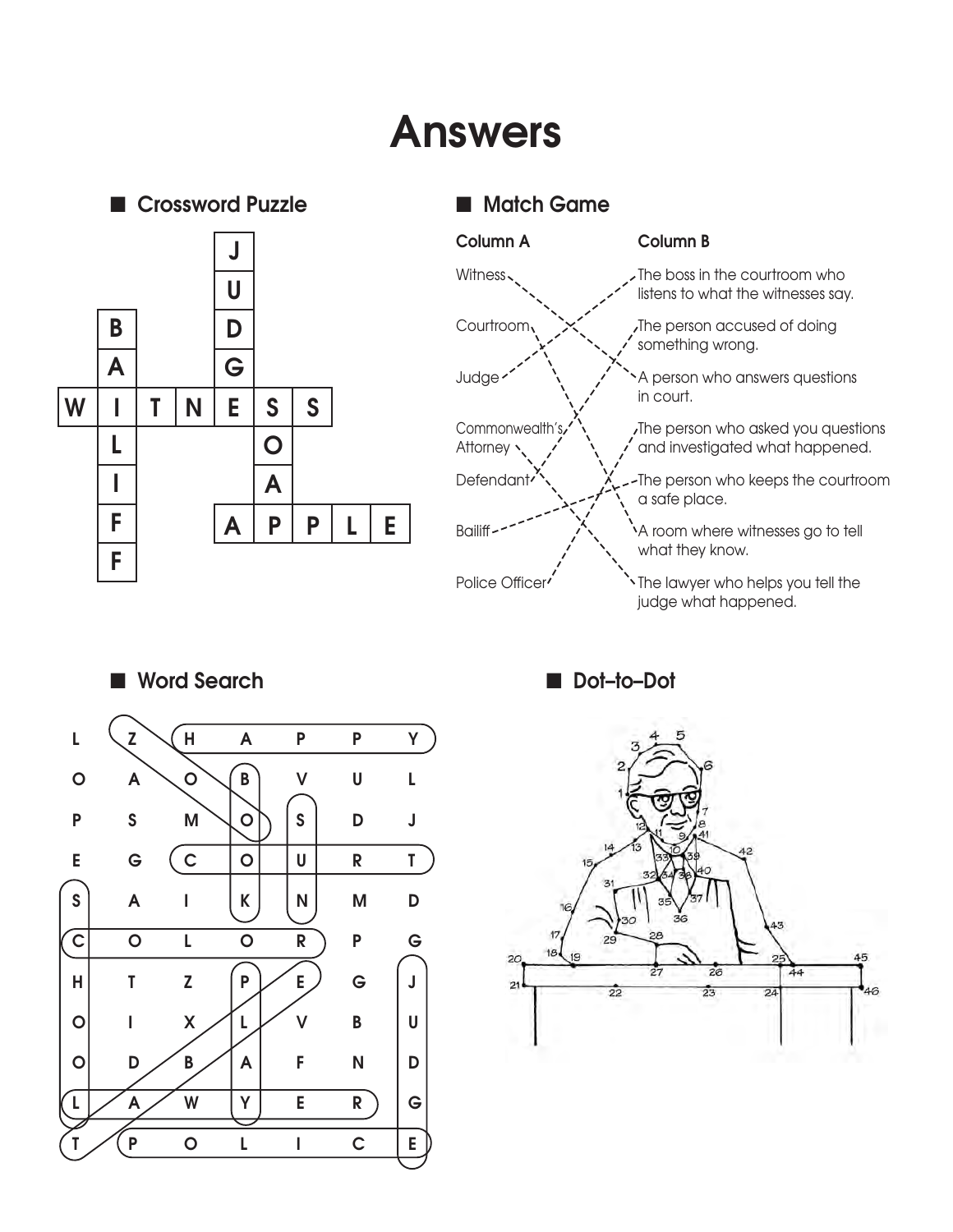# Answers

## Crossword Puzzle

|   |   |   |   |   |   |   |   |   |
|---|---|---|---|---|---|---|---|---|
|   |   |   |   | J |   |   |   |   |
|   |   |   |   | U |   |   |   |   |
|   | B |   |   | D |   |   |   |   |
|   | A |   |   | G |   |   |   |   |
| W | I | T | N | E | S | S |   |   |
|   | L |   |   |   | O |   |   |   |
|   | I |   |   |   | A |   |   |   |
|   | F |   |   | A | P | P | L | E |
|   | F |   |   |   |   |   |   |   |

## Match Game

| Column A | Column B |
|---|---|
| Witness | A person who answers questions in court. |
| Courtroom | A room where witnesses go to tell what they know. |
| Judge | The boss in the courtroom who listens to what the witnesses say. |
| Commonwealth's Attorney | The lawyer who helps you tell the judge what happened. |
| Defendant | The person accused of doing something wrong. |
| Bailiff | The person who keeps the courtroom a safe place. |
| Police Officer | The person who asked you questions and investigated what happened. |

## Word Search

| | | | | | | |
|---|---|---|---|---|---|---|
| L | Z | H | A | P | P | Y |
| O | A | O | B | V | U | L |
| P | S | M | O | S | D | J |
| E | G | C | O | U | R | T |
| S | A | I | K | N | M | D |
| C | O | L | O | R | P | G |
| H | T | Z | P | E | G | J |
| O | I | X | L | V | B | U |
| O | D | B | A | F | N | D |
| L | A | W | Y | E | R | G |
| T | P | O | L | I | C | E |

## Dot–to–Dot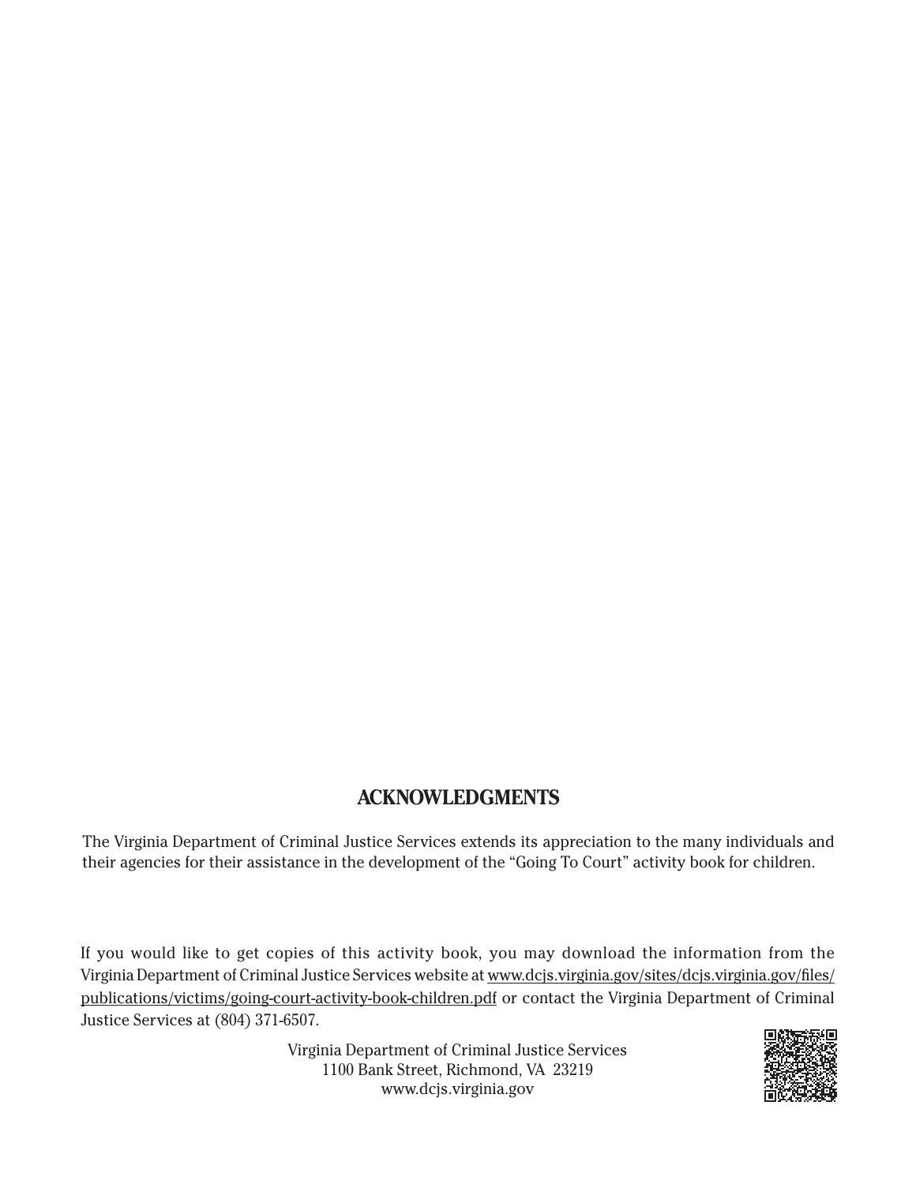## ACKNOWLEDGMENTS

The Virginia Department of Criminal Justice Services extends its appreciation to the many individuals and their agencies for their assistance in the development of the "Going To Court" activity book for children.

If you would like to get copies of this activity book, you may download the information from the Virginia Department of Criminal Justice Services website at www.dcjs.virginia.gov/sites/dcjs.virginia.gov/files/publications/victims/going-court-activity-book-children.pdf or contact the Virginia Department of Criminal Justice Services at (804) 371-6507.

Virginia Department of Criminal Justice Services
1100 Bank Street, Richmond, VA 23219
www.dcjs.virginia.gov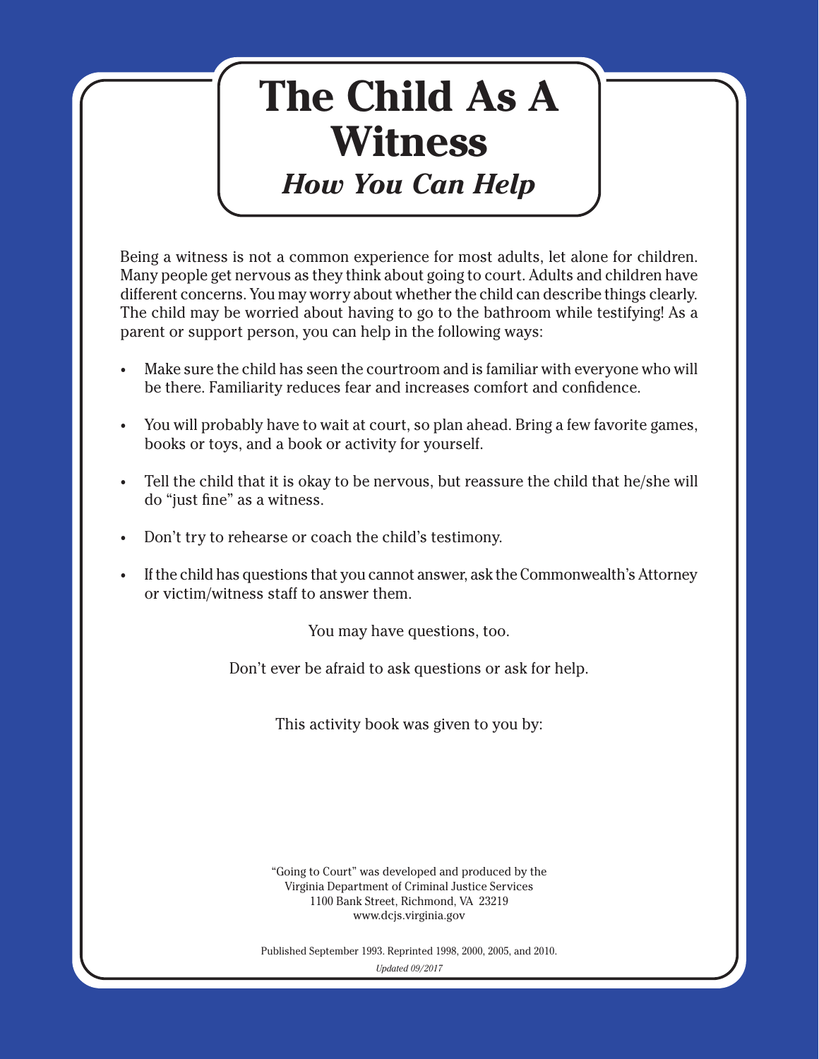# The Child As A Witness

## *How You Can Help*

Being a witness is not a common experience for most adults, let alone for children. Many people get nervous as they think about going to court. Adults and children have different concerns. You may worry about whether the child can describe things clearly. The child may be worried about having to go to the bathroom while testifying! As a parent or support person, you can help in the following ways:

- Make sure the child has seen the courtroom and is familiar with everyone who will be there. Familiarity reduces fear and increases comfort and confidence.
- You will probably have to wait at court, so plan ahead. Bring a few favorite games, books or toys, and a book or activity for yourself.
- Tell the child that it is okay to be nervous, but reassure the child that he/she will do "just fine" as a witness.
- Don't try to rehearse or coach the child's testimony.
- If the child has questions that you cannot answer, ask the Commonwealth's Attorney or victim/witness staff to answer them.

You may have questions, too.

Don't ever be afraid to ask questions or ask for help.

This activity book was given to you by:

"Going to Court" was developed and produced by the
Virginia Department of Criminal Justice Services
1100 Bank Street, Richmond, VA 23219
www.dcjs.virginia.gov

Published September 1993. Reprinted 1998, 2000, 2005, and 2010.

*Updated 09/2017*